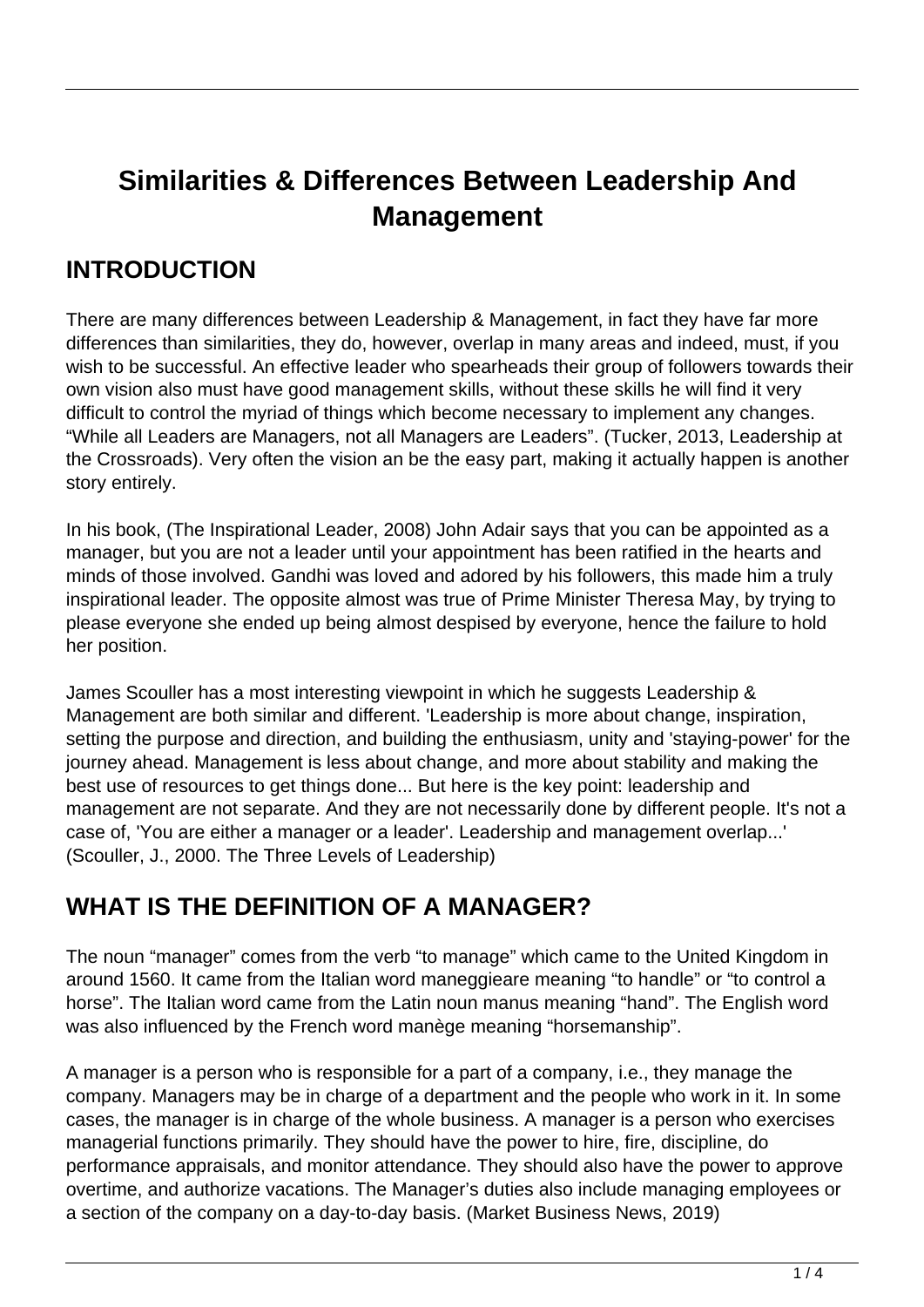# Similarities & Differences Between Leadership And Management

## INTRODUCTION

There are many differences between Leadership & Management, in fact they have far more differences than similarities, they do, however, overlap in many areas and indeed, must, if you wish to be successful. An effective leader who spearheads their group of followers towards their own vision also must have good management skills, without these skills he will find it very difficult to control the myriad of things which become necessary to implement any changes. "While all Leaders are Managers, not all Managers are Leaders". (Tucker, 2013, Leadership at the Crossroads). Very often the vision an be the easy part, making it actually happen is another story entirely.

In his book, (The Inspirational Leader, 2008) John Adair says that you can be appointed as a manager, but you are not a leader until your appointment has been ratified in the hearts and minds of those involved. Gandhi was loved and adored by his followers, this made him a truly inspirational leader. The opposite almost was true of Prime Minister Theresa May, by trying to please everyone she ended up being almost despised by everyone, hence the failure to hold her position.

James Scouller has a most interesting viewpoint in which he suggests Leadership & Management are both similar and different. 'Leadership is more about change, inspiration, setting the purpose and direction, and building the enthusiasm, unity and 'staying-power' for the journey ahead. Management is less about change, and more about stability and making the best use of resources to get things done... But here is the key point: leadership and management are not separate. And they are not necessarily done by different people. It's not a case of, 'You are either a manager or a leader'. Leadership and management overlap...' (Scouller, J., 2000. The Three Levels of Leadership)

## WHAT IS THE DEFINITION OF A MANAGER?

The noun "manager" comes from the verb "to manage" which came to the United Kingdom in around 1560. It came from the Italian word maneggieare meaning "to handle" or "to control a horse". The Italian word came from the Latin noun manus meaning "hand". The English word was also influenced by the French word manège meaning "horsemanship".

A manager is a person who is responsible for a part of a company, i.e., they manage the company. Managers may be in charge of a department and the people who work in it. In some cases, the manager is in charge of the whole business. A manager is a person who exercises managerial functions primarily. They should have the power to hire, fire, discipline, do performance appraisals, and monitor attendance. They should also have the power to approve overtime, and authorize vacations. The Manager's duties also include managing employees or a section of the company on a day-to-day basis. (Market Business News, 2019)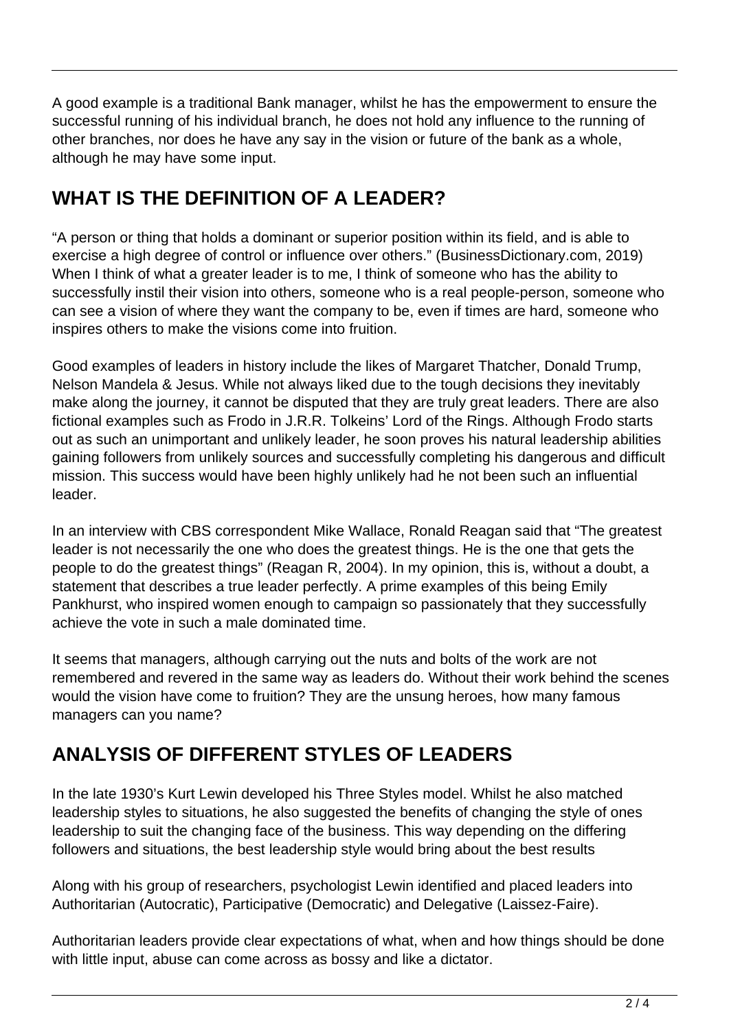A good example is a traditional Bank manager, whilst he has the empowerment to ensure the successful running of his individual branch, he does not hold any influence to the running of other branches, nor does he have any say in the vision or future of the bank as a whole, although he may have some input.

## WHAT IS THE DEFINITION OF A LEADER?

"A person or thing that holds a dominant or superior position within its field, and is able to exercise a high degree of control or influence over others." (BusinessDictionary.com, 2019) When I think of what a greater leader is to me, I think of someone who has the ability to successfully instil their vision into others, someone who is a real people-person, someone who can see a vision of where they want the company to be, even if times are hard, someone who inspires others to make the visions come into fruition.

Good examples of leaders in history include the likes of Margaret Thatcher, Donald Trump, Nelson Mandela & Jesus. While not always liked due to the tough decisions they inevitably make along the journey, it cannot be disputed that they are truly great leaders. There are also fictional examples such as Frodo in J.R.R. Tolkeins' Lord of the Rings. Although Frodo starts out as such an unimportant and unlikely leader, he soon proves his natural leadership abilities gaining followers from unlikely sources and successfully completing his dangerous and difficult mission. This success would have been highly unlikely had he not been such an influential leader.

In an interview with CBS correspondent Mike Wallace, Ronald Reagan said that "The greatest leader is not necessarily the one who does the greatest things. He is the one that gets the people to do the greatest things" (Reagan R, 2004). In my opinion, this is, without a doubt, a statement that describes a true leader perfectly. A prime examples of this being Emily Pankhurst, who inspired women enough to campaign so passionately that they successfully achieve the vote in such a male dominated time.

It seems that managers, although carrying out the nuts and bolts of the work are not remembered and revered in the same way as leaders do. Without their work behind the scenes would the vision have come to fruition? They are the unsung heroes, how many famous managers can you name?

## ANALYSIS OF DIFFERENT STYLES OF LEADERS

In the late 1930's Kurt Lewin developed his Three Styles model. Whilst he also matched leadership styles to situations, he also suggested the benefits of changing the style of ones leadership to suit the changing face of the business. This way depending on the differing followers and situations, the best leadership style would bring about the best results

Along with his group of researchers, psychologist Lewin identified and placed leaders into Authoritarian (Autocratic), Participative (Democratic) and Delegative (Laissez-Faire).

Authoritarian leaders provide clear expectations of what, when and how things should be done with little input, abuse can come across as bossy and like a dictator.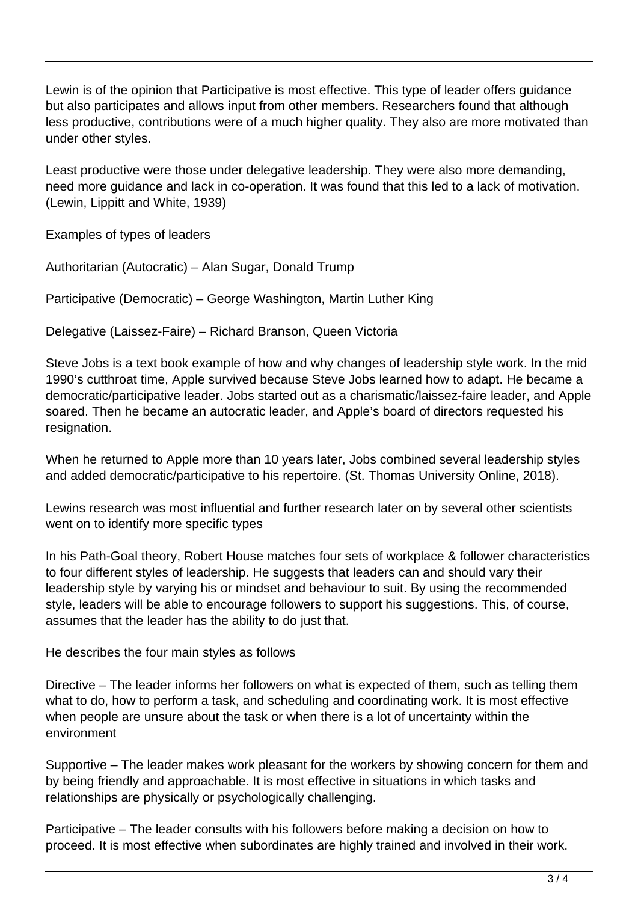Lewin is of the opinion that Participative is most effective. This type of leader offers guidance but also participates and allows input from other members. Researchers found that although less productive, contributions were of a much higher quality. They also are more motivated than under other styles.

Least productive were those under delegative leadership. They were also more demanding, need more guidance and lack in co-operation. It was found that this led to a lack of motivation. (Lewin, Lippitt and White, 1939)

Examples of types of leaders

Authoritarian (Autocratic) – Alan Sugar, Donald Trump

Participative (Democratic) – George Washington, Martin Luther King

Delegative (Laissez-Faire) – Richard Branson, Queen Victoria

Steve Jobs is a text book example of how and why changes of leadership style work. In the mid 1990's cutthroat time, Apple survived because Steve Jobs learned how to adapt. He became a democratic/participative leader. Jobs started out as a charismatic/laissez-faire leader, and Apple soared. Then he became an autocratic leader, and Apple's board of directors requested his resignation.

When he returned to Apple more than 10 years later, Jobs combined several leadership styles and added democratic/participative to his repertoire. (St. Thomas University Online, 2018).

Lewins research was most influential and further research later on by several other scientists went on to identify more specific types

In his Path-Goal theory, Robert House matches four sets of workplace & follower characteristics to four different styles of leadership. He suggests that leaders can and should vary their leadership style by varying his or mindset and behaviour to suit. By using the recommended style, leaders will be able to encourage followers to support his suggestions. This, of course, assumes that the leader has the ability to do just that.

He describes the four main styles as follows

Directive – The leader informs her followers on what is expected of them, such as telling them what to do, how to perform a task, and scheduling and coordinating work. It is most effective when people are unsure about the task or when there is a lot of uncertainty within the environment

Supportive – The leader makes work pleasant for the workers by showing concern for them and by being friendly and approachable. It is most effective in situations in which tasks and relationships are physically or psychologically challenging.

Participative – The leader consults with his followers before making a decision on how to proceed. It is most effective when subordinates are highly trained and involved in their work.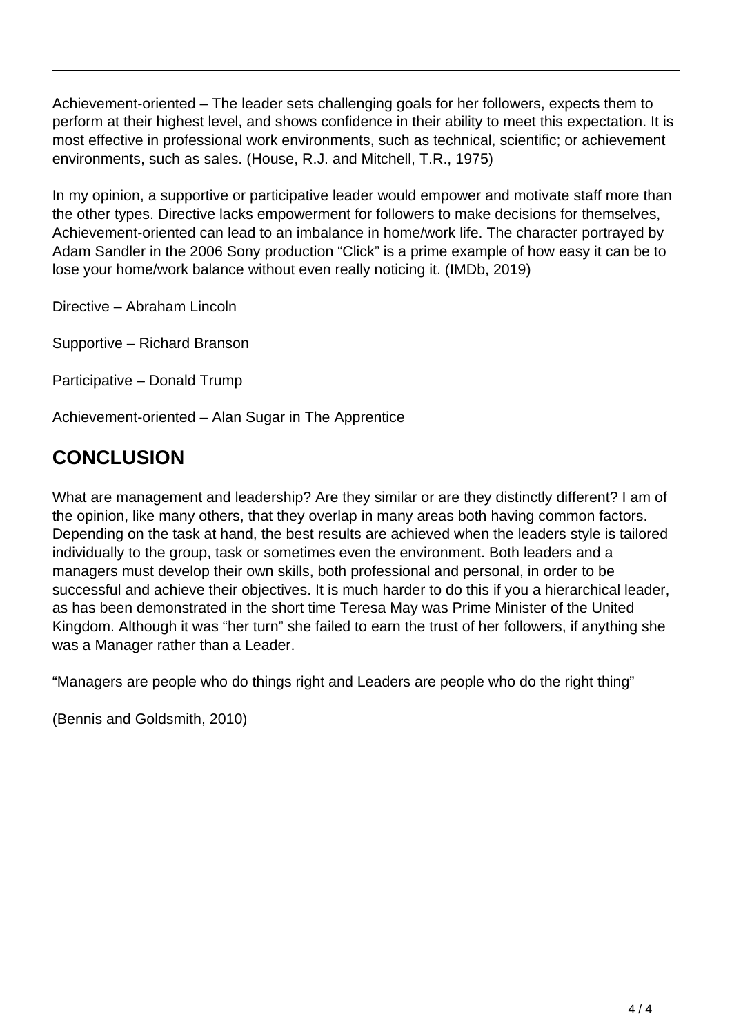Achievement-oriented – The leader sets challenging goals for her followers, expects them to perform at their highest level, and shows confidence in their ability to meet this expectation. It is most effective in professional work environments, such as technical, scientific; or achievement environments, such as sales. (House, R.J. and Mitchell, T.R., 1975)

In my opinion, a supportive or participative leader would empower and motivate staff more than the other types. Directive lacks empowerment for followers to make decisions for themselves, Achievement-oriented can lead to an imbalance in home/work life. The character portrayed by Adam Sandler in the 2006 Sony production "Click" is a prime example of how easy it can be to lose your home/work balance without even really noticing it. (IMDb, 2019)

Directive – Abraham Lincoln

Supportive – Richard Branson

Participative – Donald Trump

Achievement-oriented – Alan Sugar in The Apprentice

## CONCLUSION

What are management and leadership? Are they similar or are they distinctly different? I am of the opinion, like many others, that they overlap in many areas both having common factors. Depending on the task at hand, the best results are achieved when the leaders style is tailored individually to the group, task or sometimes even the environment. Both leaders and a managers must develop their own skills, both professional and personal, in order to be successful and achieve their objectives. It is much harder to do this if you a hierarchical leader, as has been demonstrated in the short time Teresa May was Prime Minister of the United Kingdom. Although it was "her turn" she failed to earn the trust of her followers, if anything she was a Manager rather than a Leader.

"Managers are people who do things right and Leaders are people who do the right thing"

(Bennis and Goldsmith, 2010)